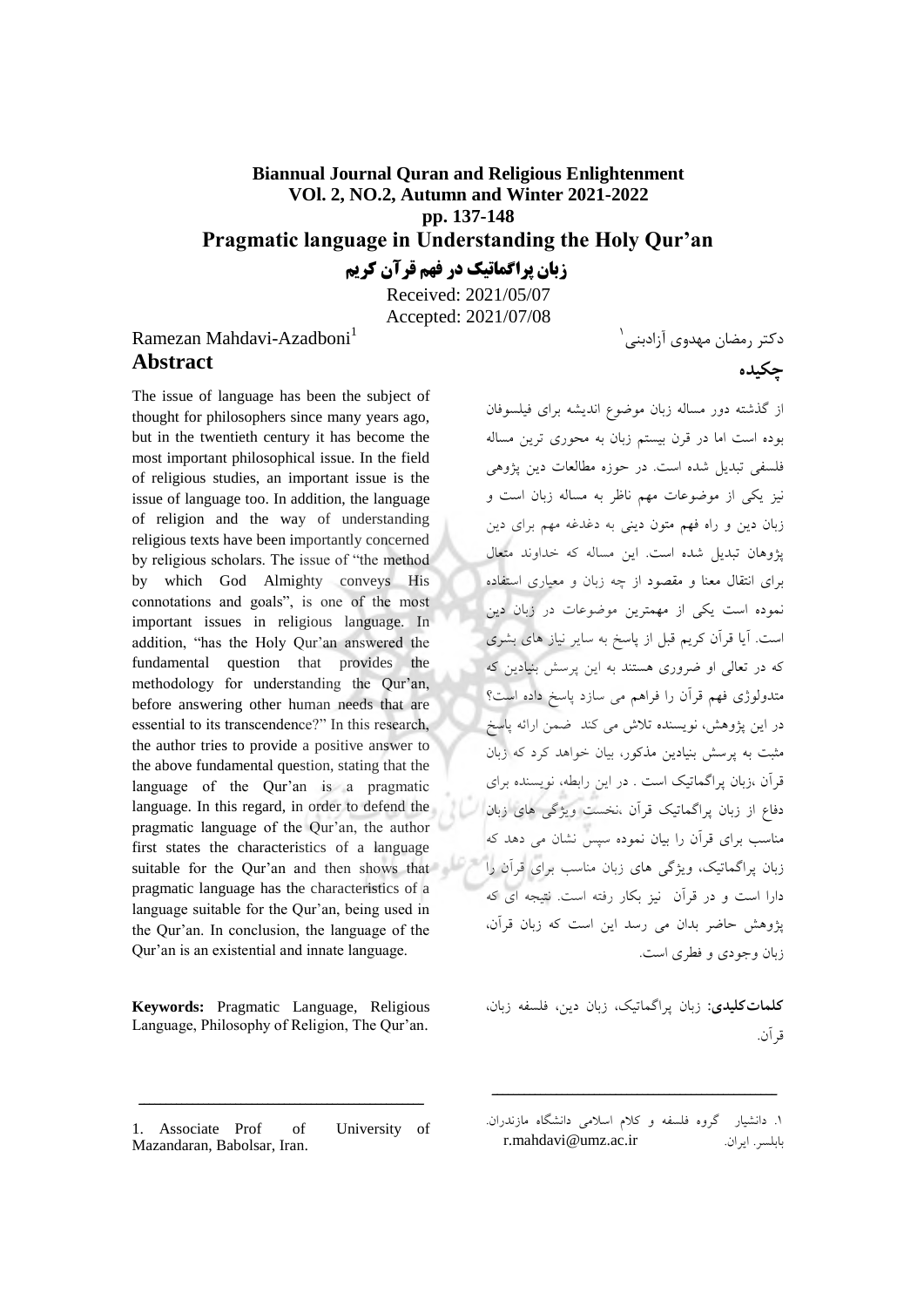**Biannual Journal Quran and Religious Enlightenment**
**VOl. 2, NO.2, Autumn and Winter 2021-2022**
**pp. 137-148**

# Pragmatic language in Understanding the Holy Qur'an

# زبان پراگماتیک در فهم قرآن کریم

Received: 2021/05/07
Accepted: 2021/07/08

Ramezan Mahdavi-Azadboni[1]

## Abstract

The issue of language has been the subject of thought for philosophers since many years ago, but in the twentieth century it has become the most important philosophical issue. In the field of religious studies, an important issue is the issue of language too. In addition, the language of religion and the way of understanding religious texts have been importantly concerned by religious scholars. The issue of "the method by which God Almighty conveys His connotations and goals", is one of the most important issues in religious language. In addition, "has the Holy Qur'an answered the fundamental question that provides the methodology for understanding the Qur'an, before answering other human needs that are essential to its transcendence?" In this research, the author tries to provide a positive answer to the above fundamental question, stating that the language of the Qur'an is a pragmatic language. In this regard, in order to defend the pragmatic language of the Qur'an, the author first states the characteristics of a language suitable for the Qur'an and then shows that pragmatic language has the characteristics of a language suitable for the Qur'an, being used in the Qur'an. In conclusion, the language of the Qur'an is an existential and innate language.

**Keywords:** Pragmatic Language, Religious Language, Philosophy of Religion, The Qur'an.

1. Associate Prof of University of Mazandaran, Babolsar, Iran.

دکتر رمضان مهدوی آزادبنی[1]

## چکیده

از گذشته دور مساله زبان موضوع اندیشه برای فیلسوفان بوده است اما در قرن بیستم زبان به محوری ترین مساله فلسفی تبدیل شده است. در حوزه مطالعات دین پژوهی نیز یکی از موضوعات مهم ناظر به مساله زبان است و زبان دین و راه فهم متون دینی به دغدغه مهم برای دین پژوهان تبدیل شده است. این مساله که خداوند متعال برای انتقال معنا و مقصود از چه زبان و معیاری استفاده نموده است یکی از مهمترین موضوعات در زبان دین است. آیا قرآن کریم قبل از پاسخ به سایر نیاز های بشری که در تعالی او ضروری هستند به این پرسش بنیادین که متدولوژی فهم قرآن را فراهم می سازد پاسخ داده است؟ در این پژوهش، نویسنده تلاش می کند ضمن ارائه پاسخ مثبت به پرسش بنیادین مذکور، بیان خواهد کرد که زبان قرآن ،زبان پراگماتیک است . در این رابطه، نویسنده برای دفاع از زبان پراگماتیک قرآن ،نخست ویژگی های زبان مناسب برای قرآن را بیان نموده سپس نشان می دهد که زبان پراگماتیک، ویژگی های زبان مناسب برای قرآن را دارا است و در قرآن نیز بکار رفته است. نتیجه ای که پژوهش حاضر بدان می رسد این است که زبان قرآن، زبان وجودی و فطری است.

**کلمات‌کلیدی:** زبان پراگماتیک، زبان دین، فلسفه زبان، قرآن.

۱. دانشیار گروه فلسفه و کلام اسلامی دانشگاه مازندران. بابلسر. ایران. r.mahdavi@umz.ac.ir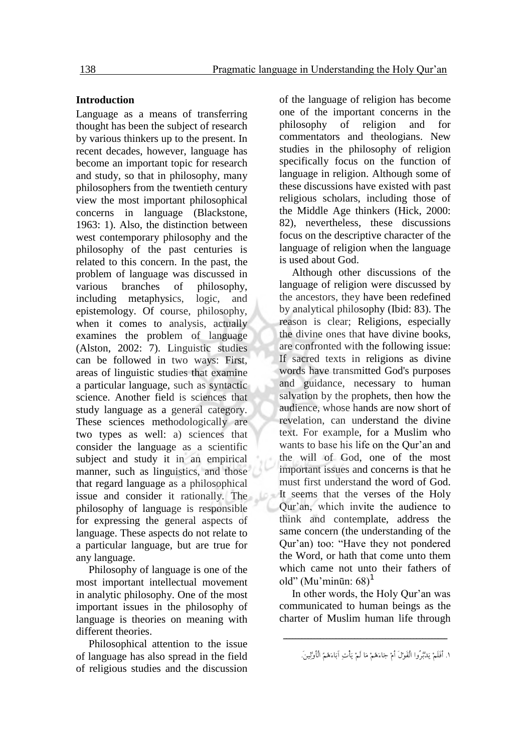## Introduction

Language as a means of transferring thought has been the subject of research by various thinkers up to the present. In recent decades, however, language has become an important topic for research and study, so that in philosophy, many philosophers from the twentieth century view the most important philosophical concerns in language (Blackstone, 1963: 1). Also, the distinction between west contemporary philosophy and the philosophy of the past centuries is related to this concern. In the past, the problem of language was discussed in various branches of philosophy, including metaphysics, logic, and epistemology. Of course, philosophy, when it comes to analysis, actually examines the problem of language (Alston, 2002: 7). Linguistic studies can be followed in two ways: First, areas of linguistic studies that examine a particular language, such as syntactic science. Another field is sciences that study language as a general category. These sciences methodologically are two types as well: a) sciences that consider the language as a scientific subject and study it in an empirical manner, such as linguistics, and those that regard language as a philosophical issue and consider it rationally. The philosophy of language is responsible for expressing the general aspects of language. These aspects do not relate to a particular language, but are true for any language.

Philosophy of language is one of the most important intellectual movement in analytic philosophy. One of the most important issues in the philosophy of language is theories on meaning with different theories.

Philosophical attention to the issue of language has also spread in the field of religious studies and the discussion of the language of religion has become one of the important concerns in the philosophy of religion and for commentators and theologians. New studies in the philosophy of religion specifically focus on the function of language in religion. Although some of these discussions have existed with past religious scholars, including those of the Middle Age thinkers (Hick, 2000: 82), nevertheless, these discussions focus on the descriptive character of the language of religion when the language is used about God.

Although other discussions of the language of religion were discussed by the ancestors, they have been redefined by analytical philosophy (Ibid: 83). The reason is clear; Religions, especially the divine ones that have divine books, are confronted with the following issue: If sacred texts in religions as divine words have transmitted God's purposes and guidance, necessary to human salvation by the prophets, then how the audience, whose hands are now short of revelation, can understand the divine text. For example, for a Muslim who wants to base his life on the Qur'an and the will of God, one of the most important issues and concerns is that he must first understand the word of God. It seems that the verses of the Holy Qur'an, which invite the audience to think and contemplate, address the same concern (the understanding of the Qur'an) too: "Have they not pondered the Word, or hath that come unto them which came not unto their fathers of old" (Mu'minūn: 68)[1]

In other words, the Holy Qur'an was communicated to human beings as the charter of Muslim human life through

---

۱. أَفَلَمْ يَدَّبَّرُوا الْقَوْلَ أَمْ جَاءَهُمْ مَا لَمْ يَأْتِ آبَاءَهُمُ الْأَوَّلِينَ.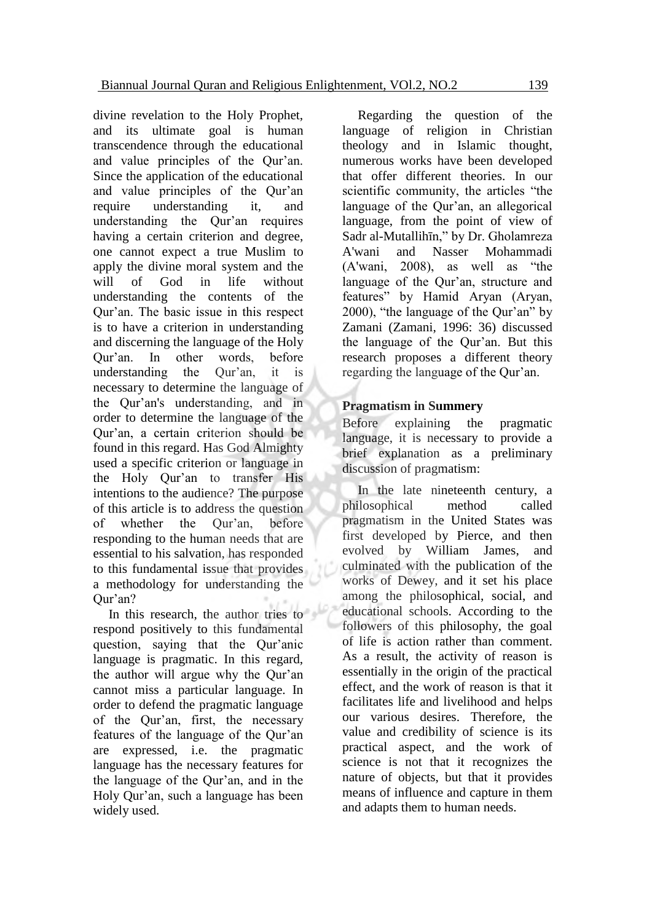divine revelation to the Holy Prophet, and its ultimate goal is human transcendence through the educational and value principles of the Qur'an. Since the application of the educational and value principles of the Qur'an require understanding it, and understanding the Qur'an requires having a certain criterion and degree, one cannot expect a true Muslim to apply the divine moral system and the will of God in life without understanding the contents of the Qur'an. The basic issue in this respect is to have a criterion in understanding and discerning the language of the Holy Qur'an. In other words, before understanding the Qur'an, it is necessary to determine the language of the Qur'an's understanding, and in order to determine the language of the Qur'an, a certain criterion should be found in this regard. Has God Almighty used a specific criterion or language in the Holy Qur'an to transfer His intentions to the audience? The purpose of this article is to address the question of whether the Qur'an, before responding to the human needs that are essential to his salvation, has responded to this fundamental issue that provides a methodology for understanding the Qur'an?

In this research, the author tries to respond positively to this fundamental question, saying that the Qur'anic language is pragmatic. In this regard, the author will argue why the Qur'an cannot miss a particular language. In order to defend the pragmatic language of the Qur'an, first, the necessary features of the language of the Qur'an are expressed, i.e. the pragmatic language has the necessary features for the language of the Qur'an, and in the Holy Qur'an, such a language has been widely used.

Regarding the question of the language of religion in Christian theology and in Islamic thought, numerous works have been developed that offer different theories. In our scientific community, the articles "the language of the Qur'an, an allegorical language, from the point of view of Sadr al-Mutallihīn," by Dr. Gholamreza A'wani and Nasser Mohammadi (A'wani, 2008), as well as "the language of the Qur'an, structure and features" by Hamid Aryan (Aryan, 2000), "the language of the Qur'an" by Zamani (Zamani, 1996: 36) discussed the language of the Qur'an. But this research proposes a different theory regarding the language of the Qur'an.

## Pragmatism in Summery

Before explaining the pragmatic language, it is necessary to provide a brief explanation as a preliminary discussion of pragmatism:

In the late nineteenth century, a philosophical method called pragmatism in the United States was first developed by Pierce, and then evolved by William James, and culminated with the publication of the works of Dewey, and it set his place among the philosophical, social, and educational schools. According to the followers of this philosophy, the goal of life is action rather than comment. As a result, the activity of reason is essentially in the origin of the practical effect, and the work of reason is that it facilitates life and livelihood and helps our various desires. Therefore, the value and credibility of science is its practical aspect, and the work of science is not that it recognizes the nature of objects, but that it provides means of influence and capture in them and adapts them to human needs.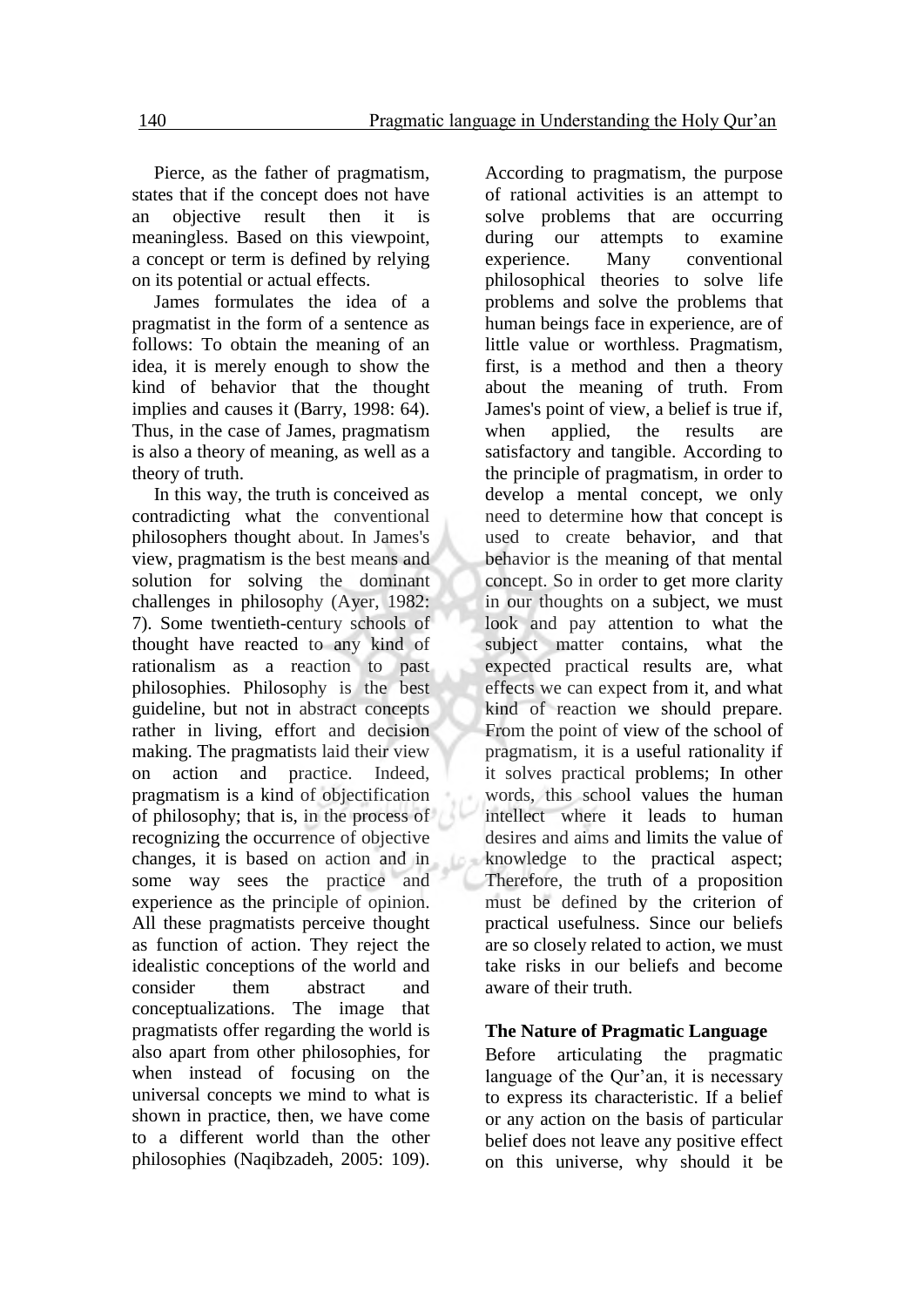Pierce, as the father of pragmatism, states that if the concept does not have an objective result then it is meaningless. Based on this viewpoint, a concept or term is defined by relying on its potential or actual effects.

James formulates the idea of a pragmatist in the form of a sentence as follows: To obtain the meaning of an idea, it is merely enough to show the kind of behavior that the thought implies and causes it (Barry, 1998: 64). Thus, in the case of James, pragmatism is also a theory of meaning, as well as a theory of truth.

In this way, the truth is conceived as contradicting what the conventional philosophers thought about. In James's view, pragmatism is the best means and solution for solving the dominant challenges in philosophy (Ayer, 1982: 7). Some twentieth-century schools of thought have reacted to any kind of rationalism as a reaction to past philosophies. Philosophy is the best guideline, but not in abstract concepts rather in living, effort and decision making. The pragmatists laid their view on action and practice. Indeed, pragmatism is a kind of objectification of philosophy; that is, in the process of recognizing the occurrence of objective changes, it is based on action and in some way sees the practice and experience as the principle of opinion. All these pragmatists perceive thought as function of action. They reject the idealistic conceptions of the world and consider them abstract and conceptualizations. The image that pragmatists offer regarding the world is also apart from other philosophies, for when instead of focusing on the universal concepts we mind to what is shown in practice, then, we have come to a different world than the other philosophies (Naqibzadeh, 2005: 109). According to pragmatism, the purpose of rational activities is an attempt to solve problems that are occurring during our attempts to examine experience. Many conventional philosophical theories to solve life problems and solve the problems that human beings face in experience, are of little value or worthless. Pragmatism, first, is a method and then a theory about the meaning of truth. From James's point of view, a belief is true if, when applied, the results are satisfactory and tangible. According to the principle of pragmatism, in order to develop a mental concept, we only need to determine how that concept is used to create behavior, and that behavior is the meaning of that mental concept. So in order to get more clarity in our thoughts on a subject, we must look and pay attention to what the subject matter contains, what the expected practical results are, what effects we can expect from it, and what kind of reaction we should prepare. From the point of view of the school of pragmatism, it is a useful rationality if it solves practical problems; In other words, this school values the human intellect where it leads to human desires and aims and limits the value of knowledge to the practical aspect; Therefore, the truth of a proposition must be defined by the criterion of practical usefulness. Since our beliefs are so closely related to action, we must take risks in our beliefs and become aware of their truth.

## The Nature of Pragmatic Language

Before articulating the pragmatic language of the Qur'an, it is necessary to express its characteristic. If a belief or any action on the basis of particular belief does not leave any positive effect on this universe, why should it be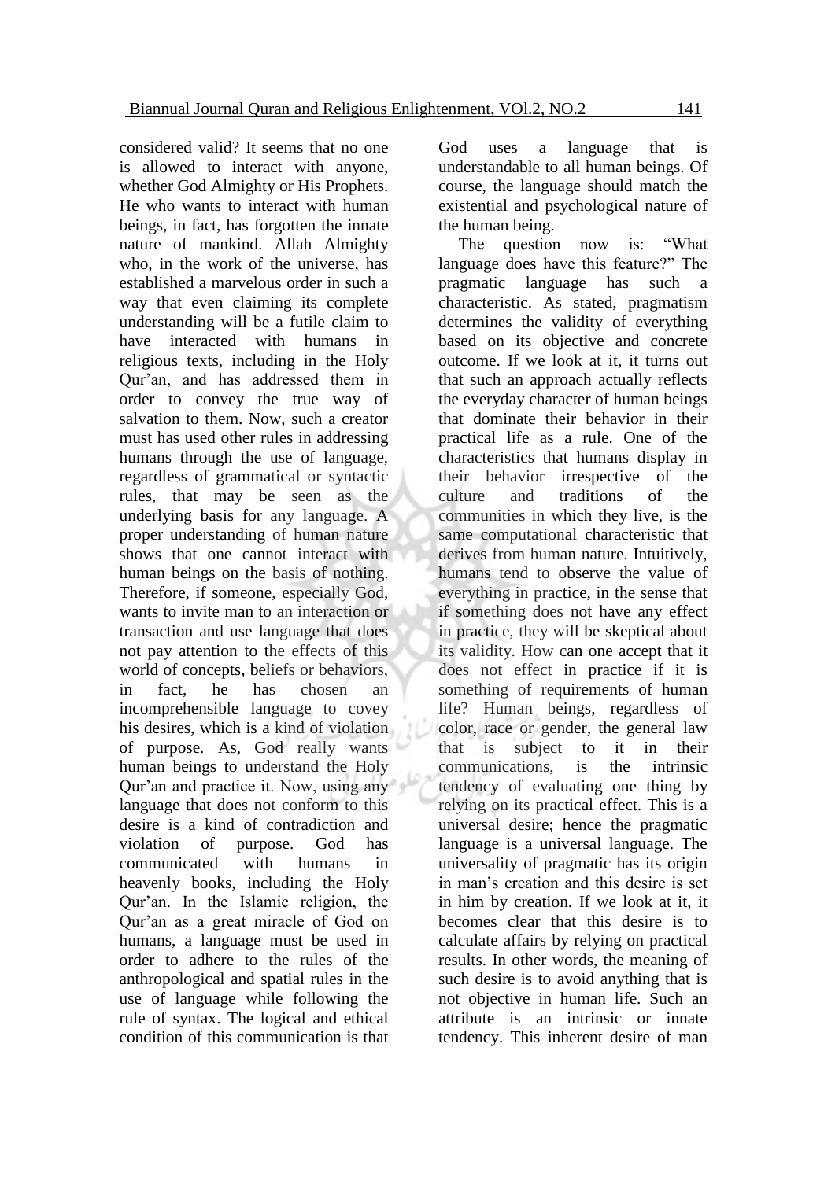considered valid? It seems that no one is allowed to interact with anyone, whether God Almighty or His Prophets. He who wants to interact with human beings, in fact, has forgotten the innate nature of mankind. Allah Almighty who, in the work of the universe, has established a marvelous order in such a way that even claiming its complete understanding will be a futile claim to have interacted with humans in religious texts, including in the Holy Qur'an, and has addressed them in order to convey the true way of salvation to them. Now, such a creator must has used other rules in addressing humans through the use of language, regardless of grammatical or syntactic rules, that may be seen as the underlying basis for any language. A proper understanding of human nature shows that one cannot interact with human beings on the basis of nothing. Therefore, if someone, especially God, wants to invite man to an interaction or transaction and use language that does not pay attention to the effects of this world of concepts, beliefs or behaviors, in fact, he has chosen an incomprehensible language to covey his desires, which is a kind of violation of purpose. As, God really wants human beings to understand the Holy Qur'an and practice it. Now, using any language that does not conform to this desire is a kind of contradiction and violation of purpose. God has communicated with humans in heavenly books, including the Holy Qur'an. In the Islamic religion, the Qur'an as a great miracle of God on humans, a language must be used in order to adhere to the rules of the anthropological and spatial rules in the use of language while following the rule of syntax. The logical and ethical condition of this communication is that God uses a language that is understandable to all human beings. Of course, the language should match the existential and psychological nature of the human being.

The question now is: "What language does have this feature?" The pragmatic language has such a characteristic. As stated, pragmatism determines the validity of everything based on its objective and concrete outcome. If we look at it, it turns out that such an approach actually reflects the everyday character of human beings that dominate their behavior in their practical life as a rule. One of the characteristics that humans display in their behavior irrespective of the culture and traditions of the communities in which they live, is the same computational characteristic that derives from human nature. Intuitively, humans tend to observe the value of everything in practice, in the sense that if something does not have any effect in practice, they will be skeptical about its validity. How can one accept that it does not effect in practice if it is something of requirements of human life? Human beings, regardless of color, race or gender, the general law that is subject to it in their communications, is the intrinsic tendency of evaluating one thing by relying on its practical effect. This is a universal desire; hence the pragmatic language is a universal language. The universality of pragmatic has its origin in man's creation and this desire is set in him by creation. If we look at it, it becomes clear that this desire is to calculate affairs by relying on practical results. In other words, the meaning of such desire is to avoid anything that is not objective in human life. Such an attribute is an intrinsic or innate tendency. This inherent desire of man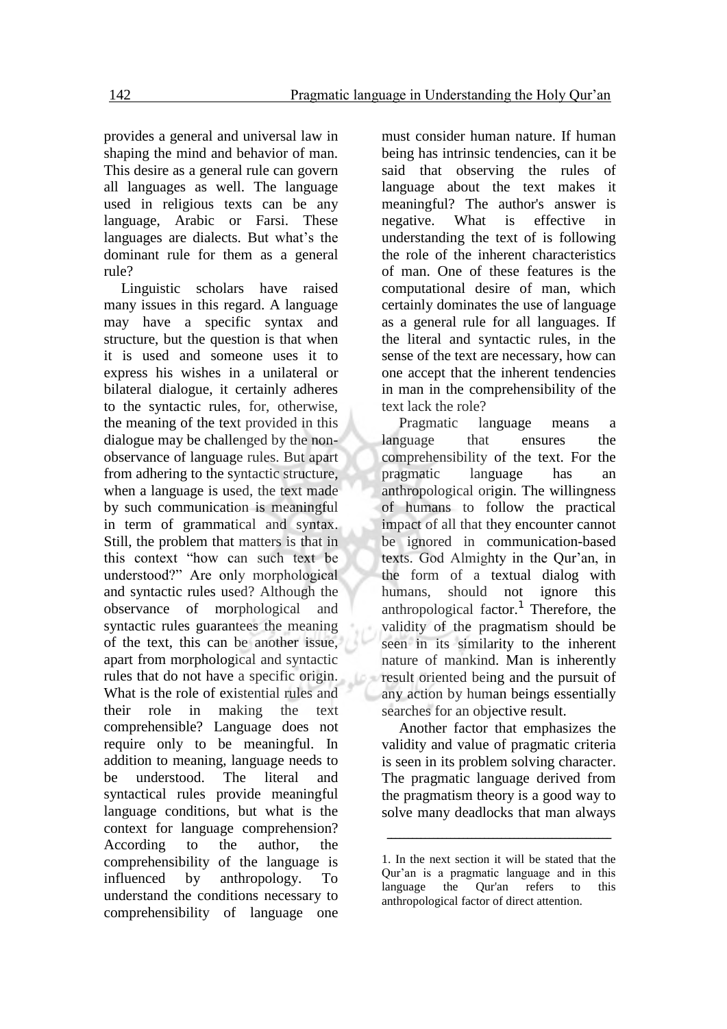provides a general and universal law in shaping the mind and behavior of man. This desire as a general rule can govern all languages as well. The language used in religious texts can be any language, Arabic or Farsi. These languages are dialects. But what's the dominant rule for them as a general rule?

Linguistic scholars have raised many issues in this regard. A language may have a specific syntax and structure, but the question is that when it is used and someone uses it to express his wishes in a unilateral or bilateral dialogue, it certainly adheres to the syntactic rules, for, otherwise, the meaning of the text provided in this dialogue may be challenged by the non-observance of language rules. But apart from adhering to the syntactic structure, when a language is used, the text made by such communication is meaningful in term of grammatical and syntax. Still, the problem that matters is that in this context "how can such text be understood?" Are only morphological and syntactic rules used? Although the observance of morphological and syntactic rules guarantees the meaning of the text, this can be another issue, apart from morphological and syntactic rules that do not have a specific origin. What is the role of existential rules and their role in making the text comprehensible? Language does not require only to be meaningful. In addition to meaning, language needs to be understood. The literal and syntactical rules provide meaningful language conditions, but what is the context for language comprehension? According to the author, the comprehensibility of the language is influenced by anthropology. To understand the conditions necessary to comprehensibility of language one must consider human nature. If human being has intrinsic tendencies, can it be said that observing the rules of language about the text makes it meaningful? The author's answer is negative. What is effective in understanding the text of is following the role of the inherent characteristics of man. One of these features is the computational desire of man, which certainly dominates the use of language as a general rule for all languages. If the literal and syntactic rules, in the sense of the text are necessary, how can one accept that the inherent tendencies in man in the comprehensibility of the text lack the role?

Pragmatic language means a language that ensures the comprehensibility of the text. For the pragmatic language has an anthropological origin. The willingness of humans to follow the practical impact of all that they encounter cannot be ignored in communication-based texts. God Almighty in the Qur'an, in the form of a textual dialog with humans, should not ignore this anthropological factor.[1] Therefore, the validity of the pragmatism should be seen in its similarity to the inherent nature of mankind. Man is inherently result oriented being and the pursuit of any action by human beings essentially searches for an objective result.

Another factor that emphasizes the validity and value of pragmatic criteria is seen in its problem solving character. The pragmatic language derived from the pragmatism theory is a good way to solve many deadlocks that man always

---

1. In the next section it will be stated that the Qur'an is a pragmatic language and in this language the Qur'an refers to this anthropological factor of direct attention.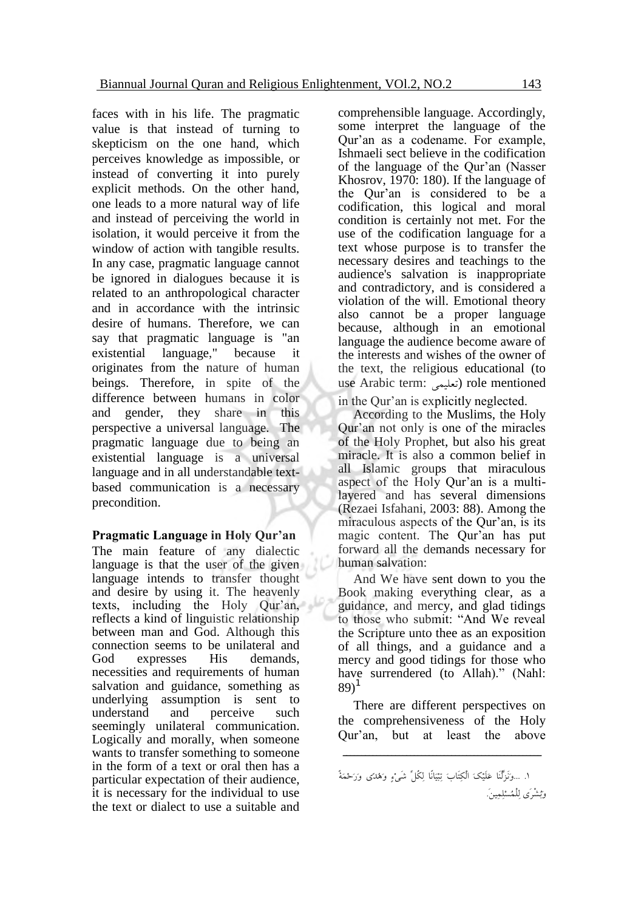faces with in his life. The pragmatic value is that instead of turning to skepticism on the one hand, which perceives knowledge as impossible, or instead of converting it into purely explicit methods. On the other hand, one leads to a more natural way of life and instead of perceiving the world in isolation, it would perceive it from the window of action with tangible results. In any case, pragmatic language cannot be ignored in dialogues because it is related to an anthropological character and in accordance with the intrinsic desire of humans. Therefore, we can say that pragmatic language is "an existential language," because it originates from the nature of human beings. Therefore, in spite of the difference between humans in color and gender, they share in this perspective a universal language. The pragmatic language due to being an existential language is a universal language and in all understandable text-based communication is a necessary precondition.

### Pragmatic Language in Holy Qur'an

The main feature of any dialectic language is that the user of the given language intends to transfer thought and desire by using it. The heavenly texts, including the Holy Qur'an, reflects a kind of linguistic relationship between man and God. Although this connection seems to be unilateral and God expresses His demands, necessities and requirements of human salvation and guidance, something as underlying assumption is sent to understand and perceive such seemingly unilateral communication. Logically and morally, when someone wants to transfer something to someone in the form of a text or oral then has a particular expectation of their audience, it is necessary for the individual to use the text or dialect to use a suitable and comprehensible language. Accordingly, some interpret the language of the Qur'an as a codename. For example, Ishmaeli sect believe in the codification of the language of the Qur'an (Nasser Khosrov, 1970: 180). If the language of the Qur'an is considered to be a codification, this logical and moral condition is certainly not met. For the use of the codification language for a text whose purpose is to transfer the necessary desires and teachings to the audience's salvation is inappropriate and contradictory, and is considered a violation of the will. Emotional theory also cannot be a proper language because, although in an emotional language the audience become aware of the interests and wishes of the owner of the text, the religious educational (to use Arabic term: تعلیمی) role mentioned in the Qur'an is explicitly neglected.

According to the Muslims, the Holy Qur'an not only is one of the miracles of the Holy Prophet, but also his great miracle. It is also a common belief in all Islamic groups that miraculous aspect of the Holy Qur'an is a multi-layered and has several dimensions (Rezaei Isfahani, 2003: 88). Among the miraculous aspects of the Qur'an, is its magic content. The Qur'an has put forward all the demands necessary for human salvation:

And We have sent down to you the Book making everything clear, as a guidance, and mercy, and glad tidings to those who submit: "And We reveal the Scripture unto thee as an exposition of all things, and a guidance and a mercy and good tidings for those who have surrendered (to Allah)." (Nahl: 89)[1]

There are different perspectives on the comprehensiveness of the Holy Qur'an, but at least the above

---

۱. ...وَنَزَّلْنَا عَلَيْكَ الْكِتَابَ تِبْيَانًا لِكُلِّ شَيْءٍ وَهُدًى وَرَحْمَةً وَبُشْرَى لِلْمُسْلِمِينَ.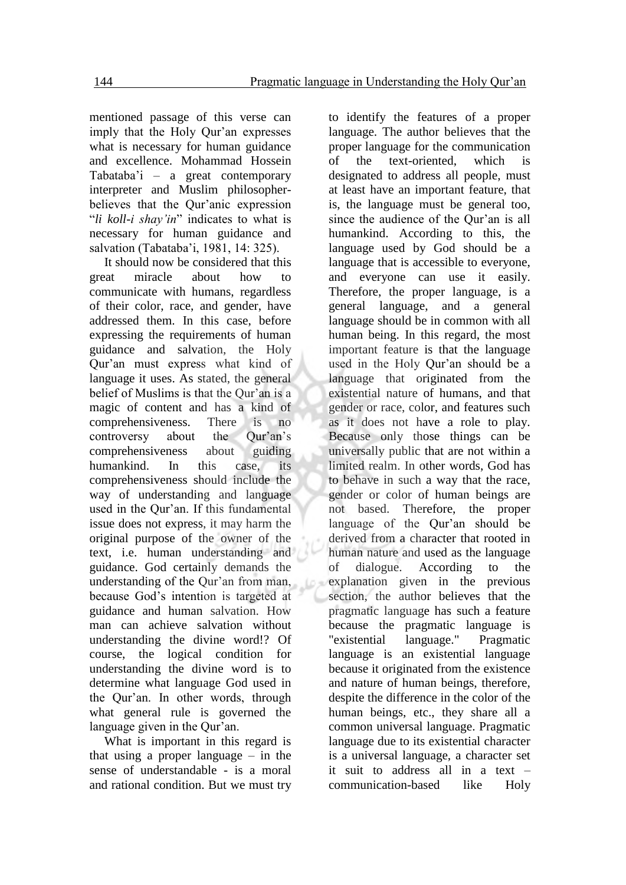mentioned passage of this verse can imply that the Holy Qur'an expresses what is necessary for human guidance and excellence. Mohammad Hossein Tabataba'i – a great contemporary interpreter and Muslim philosopher- believes that the Qur'anic expression "*li koll-i shay'in*" indicates to what is necessary for human guidance and salvation (Tabataba'i, 1981, 14: 325).

It should now be considered that this great miracle about how to communicate with humans, regardless of their color, race, and gender, have addressed them. In this case, before expressing the requirements of human guidance and salvation, the Holy Qur'an must express what kind of language it uses. As stated, the general belief of Muslims is that the Qur'an is a magic of content and has a kind of comprehensiveness. There is no controversy about the Qur'an's comprehensiveness about guiding humankind. In this case, its comprehensiveness should include the way of understanding and language used in the Qur'an. If this fundamental issue does not express, it may harm the original purpose of the owner of the text, i.e. human understanding and guidance. God certainly demands the understanding of the Qur'an from man, because God's intention is targeted at guidance and human salvation. How man can achieve salvation without understanding the divine word!? Of course, the logical condition for understanding the divine word is to determine what language God used in the Qur'an. In other words, through what general rule is governed the language given in the Qur'an.

What is important in this regard is that using a proper language – in the sense of understandable - is a moral and rational condition. But we must try to identify the features of a proper language. The author believes that the proper language for the communication of the text-oriented, which is designated to address all people, must at least have an important feature, that is, the language must be general too, since the audience of the Qur'an is all humankind. According to this, the language used by God should be a language that is accessible to everyone, and everyone can use it easily. Therefore, the proper language, is a general language, and a general language should be in common with all human being. In this regard, the most important feature is that the language used in the Holy Qur'an should be a language that originated from the existential nature of humans, and that gender or race, color, and features such as it does not have a role to play. Because only those things can be universally public that are not within a limited realm. In other words, God has to behave in such a way that the race, gender or color of human beings are not based. Therefore, the proper language of the Qur'an should be derived from a character that rooted in human nature and used as the language of dialogue. According to the explanation given in the previous section, the author believes that the pragmatic language has such a feature because the pragmatic language is "existential language." Pragmatic language is an existential language because it originated from the existence and nature of human beings, therefore, despite the difference in the color of the human beings, etc., they share all a common universal language. Pragmatic language due to its existential character is a universal language, a character set it suit to address all in a text – communication-based like Holy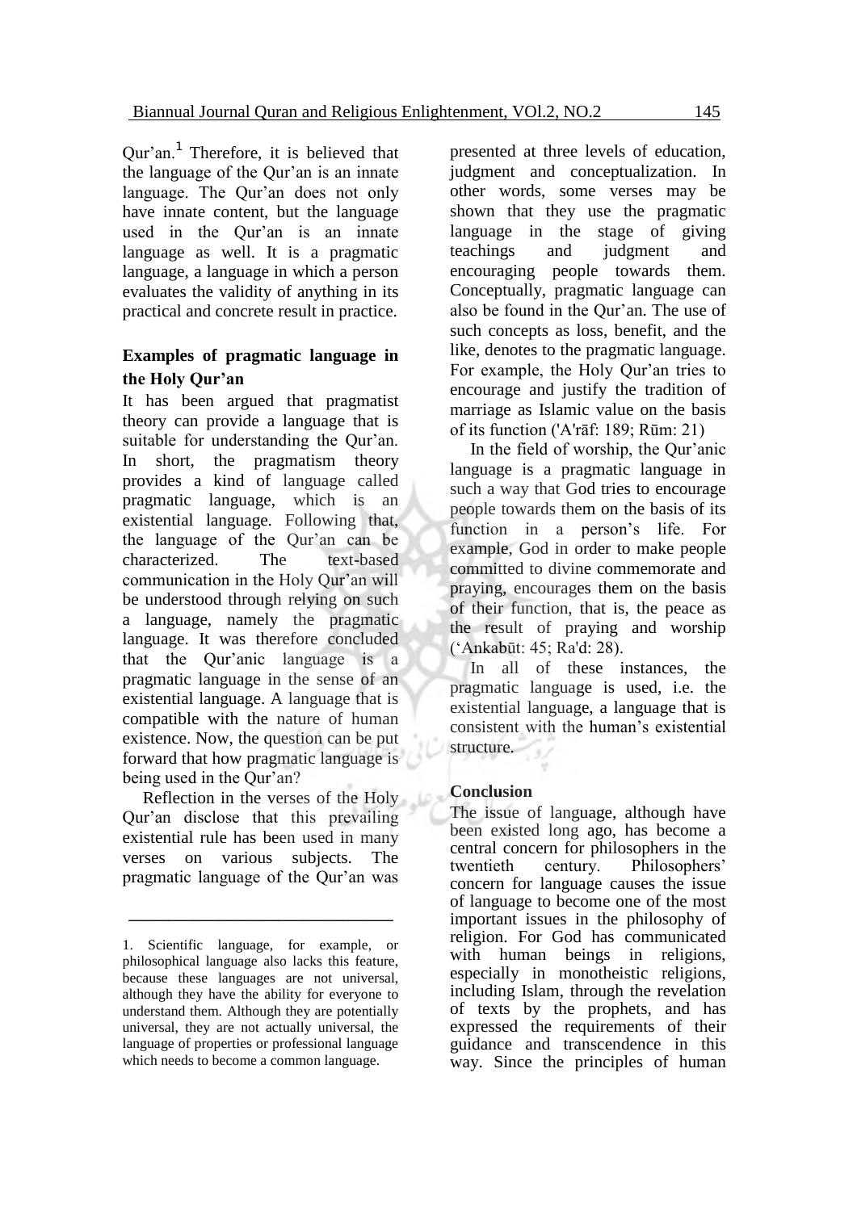Qur'an.[1] Therefore, it is believed that the language of the Qur'an is an innate language. The Qur'an does not only have innate content, but the language used in the Qur'an is an innate language as well. It is a pragmatic language, a language in which a person evaluates the validity of anything in its practical and concrete result in practice.

### Examples of pragmatic language in the Holy Qur'an

It has been argued that pragmatist theory can provide a language that is suitable for understanding the Qur'an. In short, the pragmatism theory provides a kind of language called pragmatic language, which is an existential language. Following that, the language of the Qur'an can be characterized. The text-based communication in the Holy Qur'an will be understood through relying on such a language, namely the pragmatic language. It was therefore concluded that the Qur'anic language is a pragmatic language in the sense of an existential language. A language that is compatible with the nature of human existence. Now, the question can be put forward that how pragmatic language is being used in the Qur'an?

Reflection in the verses of the Holy Qur'an disclose that this prevailing existential rule has been used in many verses on various subjects. The pragmatic language of the Qur'an was presented at three levels of education, judgment and conceptualization. In other words, some verses may be shown that they use the pragmatic language in the stage of giving teachings and judgment and encouraging people towards them. Conceptually, pragmatic language can also be found in the Qur'an. The use of such concepts as loss, benefit, and the like, denotes to the pragmatic language. For example, the Holy Qur'an tries to encourage and justify the tradition of marriage as Islamic value on the basis of its function ('A'rāf: 189; Rūm: 21)

In the field of worship, the Qur'anic language is a pragmatic language in such a way that God tries to encourage people towards them on the basis of its function in a person's life. For example, God in order to make people committed to divine commemorate and praying, encourages them on the basis of their function, that is, the peace as the result of praying and worship ('Ankabūt: 45; Ra'd: 28).

In all of these instances, the pragmatic language is used, i.e. the existential language, a language that is consistent with the human's existential structure.

### Conclusion

The issue of language, although have been existed long ago, has become a central concern for philosophers in the twentieth century. Philosophers' concern for language causes the issue of language to become one of the most important issues in the philosophy of religion. For God has communicated with human beings in religions, especially in monotheistic religions, including Islam, through the revelation of texts by the prophets, and has expressed the requirements of their guidance and transcendence in this way. Since the principles of human

---

1. Scientific language, for example, or philosophical language also lacks this feature, because these languages are not universal, although they have the ability for everyone to understand them. Although they are potentially universal, they are not actually universal, the language of properties or professional language which needs to become a common language.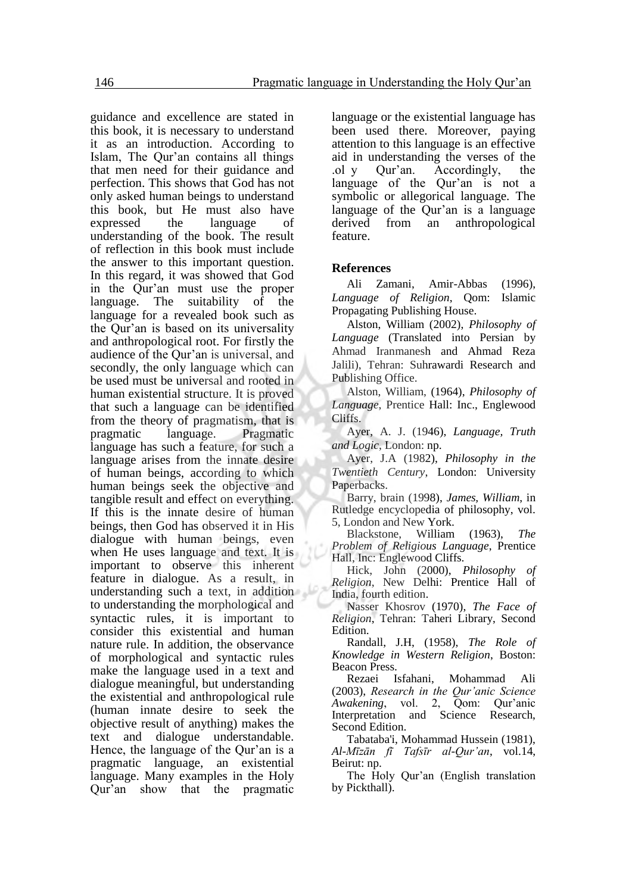guidance and excellence are stated in this book, it is necessary to understand it as an introduction. According to Islam, The Qur'an contains all things that men need for their guidance and perfection. This shows that God has not only asked human beings to understand this book, but He must also have expressed the language of understanding of the book. The result of reflection in this book must include the answer to this important question. In this regard, it was showed that God in the Qur'an must use the proper language. The suitability of the language for a revealed book such as the Qur'an is based on its universality and anthropological root. For firstly the audience of the Qur'an is universal, and secondly, the only language which can be used must be universal and rooted in human existential structure. It is proved that such a language can be identified from the theory of pragmatism, that is pragmatic language. Pragmatic language has such a feature, for such a language arises from the innate desire of human beings, according to which human beings seek the objective and tangible result and effect on everything. If this is the innate desire of human beings, then God has observed it in His dialogue with human beings, even when He uses language and text. It is important to observe this inherent feature in dialogue. As a result, in understanding such a text, in addition to understanding the morphological and syntactic rules, it is important to consider this existential and human nature rule. In addition, the observance of morphological and syntactic rules make the language used in a text and dialogue meaningful, but understanding the existential and anthropological rule (human innate desire to seek the objective result of anything) makes the text and dialogue understandable. Hence, the language of the Qur'an is a pragmatic language, an existential language. Many examples in the Holy Qur'an show that the pragmatic language or the existential language has been used there. Moreover, paying attention to this language is an effective aid in understanding the verses of the .ol y Qur'an. Accordingly, the language of the Qur'an is not a symbolic or allegorical language. The language of the Qur'an is a language derived from an anthropological feature.

## References

Ali Zamani, Amir-Abbas (1996), *Language of Religion*, Qom: Islamic Propagating Publishing House.

Alston, William (2002), *Philosophy of Language* (Translated into Persian by Ahmad Iranmanesh and Ahmad Reza Jalili), Tehran: Suhrawardi Research and Publishing Office.

Alston, William, (1964), *Philosophy of Language*, Prentice Hall: Inc., Englewood Cliffs.

Ayer, A. J. (1946), *Language, Truth and Logic*, London: np.

Ayer, J.A (1982), *Philosophy in the Twentieth Century*, London: University Paperbacks.

Barry, brain (1998), *James, William*, in Rutledge encyclopedia of philosophy, vol. 5, London and New York.

Blackstone, William (1963), *The Problem of Religious Language*, Prentice Hall, Inc: Englewood Cliffs.

Hick, John (2000), *Philosophy of Religion*, New Delhi: Prentice Hall of India, fourth edition.

Nasser Khosrov (1970), *The Face of Religion*, Tehran: Taheri Library, Second Edition.

Randall, J.H, (1958), *The Role of Knowledge in Western Religion*, Boston: Beacon Press.

Rezaei Isfahani, Mohammad Ali (2003), *Research in the Qur'anic Science Awakening*, vol. 2, Qom: Qur'anic Interpretation and Science Research, Second Edition.

Tabataba'i, Mohammad Hussein (1981), *Al-Mīzān fī Tafsīr al-Qur'an*, vol.14, Beirut: np.

The Holy Qur'an (English translation by Pickthall).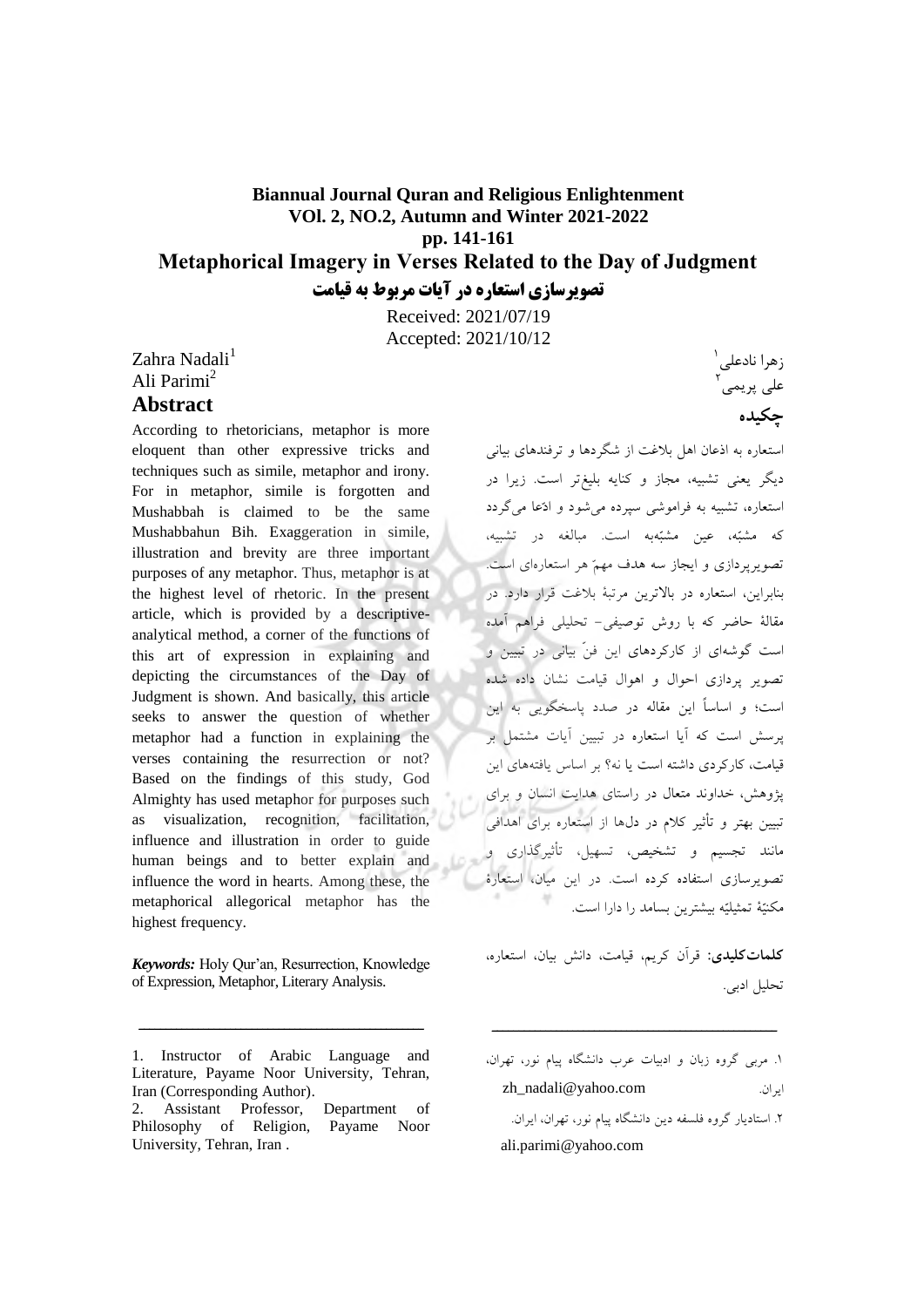**Biannual Journal Quran and Religious Enlightenment**
**VOl. 2, NO.2, Autumn and Winter 2021-2022**
**pp. 141-161**

# Metaphorical Imagery in Verses Related to the Day of Judgment

# تصویرسازی استعاره در آیات مربوط به قیامت

Received: 2021/07/19
Accepted: 2021/10/12

Zahra Nadali[1]
Ali Parimi[2]

## Abstract

According to rhetoricians, metaphor is more eloquent than other expressive tricks and techniques such as simile, metaphor and irony. For in metaphor, simile is forgotten and Mushabbah is claimed to be the same Mushabbahun Bih. Exaggeration in simile, illustration and brevity are three important purposes of any metaphor. Thus, metaphor is at the highest level of rhetoric. In the present article, which is provided by a descriptive-analytical method, a corner of the functions of this art of expression in explaining and depicting the circumstances of the Day of Judgment is shown. And basically, this article seeks to answer the question of whether metaphor had a function in explaining the verses containing the resurrection or not? Based on the findings of this study, God Almighty has used metaphor for purposes such as visualization, recognition, facilitation, influence and illustration in order to guide human beings and to better explain and influence the word in hearts. Among these, the metaphorical allegorical metaphor has the highest frequency.

***Keywords:*** Holy Qur'an, Resurrection, Knowledge of Expression, Metaphor, Literary Analysis.

---

1. Instructor of Arabic Language and Literature, Payame Noor University, Tehran, Iran (Corresponding Author).
2. Assistant Professor, Department of Philosophy of Religion, Payame Noor University, Tehran, Iran .

زهرا نادعلی[1]
علی پریمی[2]

## چکیده

استعاره به اذعان اهل بلاغت از شگردها و ترفندهای بیانی دیگر یعنی تشبیه، مجاز و کنایه بلیغ‌تر است. زیرا در استعاره، تشبیه به فراموشی سپرده می‌شود و ادّعا می‌گردد که مشبّه، عین مشبّه‌به است. مبالغه در تشبیه، تصویرپردازی و ایجاز سه هدف مهمّ هر استعاره‌ای است. بنابراین، استعاره در بالاترین مرتبهٔ بلاغت قرار دارد. در مقالهٔ حاضر که با روش توصیفی- تحلیلی فراهم آمده است گوشه‌ای از کارکردهای این فنّ بیانی در تبیین و تصویر پردازی احوال و اهوال قیامت نشان داده شده است؛ و اساساً این مقاله در صدد پاسخگویی به این پرسش است که آیا استعاره در تبیین آیات مشتمل بر قیامت، کارکردی داشته است یا نه؟ بر اساس یافته‌های این پژوهش، خداوند متعال در راستای هدایت انسان و برای تبیین بهتر و تأثیر کلام در دل‌ها از استعاره برای اهدافی مانند تجسیم و تشخیص، تسهیل، تأثیرگذاری و تصویرسازی استفاده کرده است. در این میان، استعارهٔ مکنیّهٔ تمثیلیّه بیشترین بسامد را دارا است.

**کلمات‌کلیدی:** قرآن کریم، قیامت، دانش بیان، استعاره، تحلیل ادبی.

---

۱. مربی گروه زبان و ادبیات عرب دانشگاه پیام نور، تهران، ایران. zh_nadali@yahoo.com

۲. استادیار گروه فلسفه دین دانشگاه پیام نور، تهران، ایران. ali.parimi@yahoo.com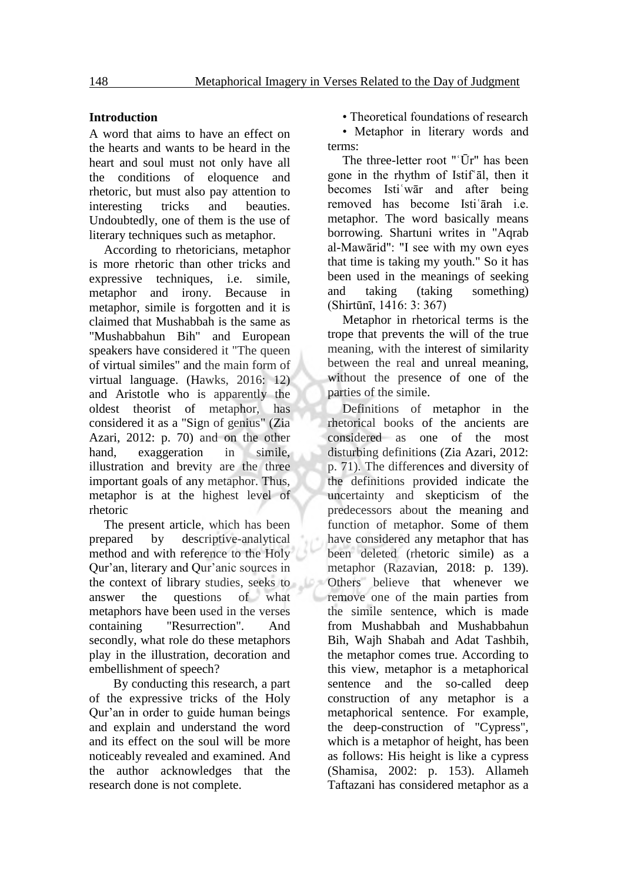## Introduction

A word that aims to have an effect on the hearts and wants to be heard in the heart and soul must not only have all the conditions of eloquence and rhetoric, but must also pay attention to interesting tricks and beauties. Undoubtedly, one of them is the use of literary techniques such as metaphor.

According to rhetoricians, metaphor is more rhetoric than other tricks and expressive techniques, i.e. simile, metaphor and irony. Because in metaphor, simile is forgotten and it is claimed that Mushabbah is the same as "Mushabbahun Bih" and European speakers have considered it "The queen of virtual similes" and the main form of virtual language. (Hawks, 2016: 12) and Aristotle who is apparently the oldest theorist of metaphor, has considered it as a "Sign of genius" (Zia Azari, 2012: p. 70) and on the other hand, exaggeration in simile, illustration and brevity are the three important goals of any metaphor. Thus, metaphor is at the highest level of rhetoric

The present article, which has been prepared by descriptive-analytical method and with reference to the Holy Qur'an, literary and Qur'anic sources in the context of library studies, seeks to answer the questions of what metaphors have been used in the verses containing "Resurrection". And secondly, what role do these metaphors play in the illustration, decoration and embellishment of speech?

By conducting this research, a part of the expressive tricks of the Holy Qur'an in order to guide human beings and explain and understand the word and its effect on the soul will be more noticeably revealed and examined. And the author acknowledges that the research done is not complete.

- Theoretical foundations of research
- Metaphor in literary words and terms:

The three-letter root "ʿŪr" has been gone in the rhythm of Istifʿāl, then it becomes Istiʿwār and after being removed has become Istiʿārah i.e. metaphor. The word basically means borrowing. Shartuni writes in "Aqrab al-Mawārid": "I see with my own eyes that time is taking my youth." So it has been used in the meanings of seeking and taking (taking something) (Shirtūnī, 1416: 3: 367)

Metaphor in rhetorical terms is the trope that prevents the will of the true meaning, with the interest of similarity between the real and unreal meaning, without the presence of one of the parties of the simile.

Definitions of metaphor in the rhetorical books of the ancients are considered as one of the most disturbing definitions (Zia Azari, 2012: p. 71). The differences and diversity of the definitions provided indicate the uncertainty and skepticism of the predecessors about the meaning and function of metaphor. Some of them have considered any metaphor that has been deleted (rhetoric simile) as a metaphor (Razavian, 2018: p. 139). Others believe that whenever we remove one of the main parties from the simile sentence, which is made from Mushabbah and Mushabbahun Bih, Wajh Shabah and Adat Tashbih, the metaphor comes true. According to this view, metaphor is a metaphorical sentence and the so-called deep construction of any metaphor is a metaphorical sentence. For example, the deep-construction of "Cypress", which is a metaphor of height, has been as follows: His height is like a cypress (Shamisa, 2002: p. 153). Allameh Taftazani has considered metaphor as a